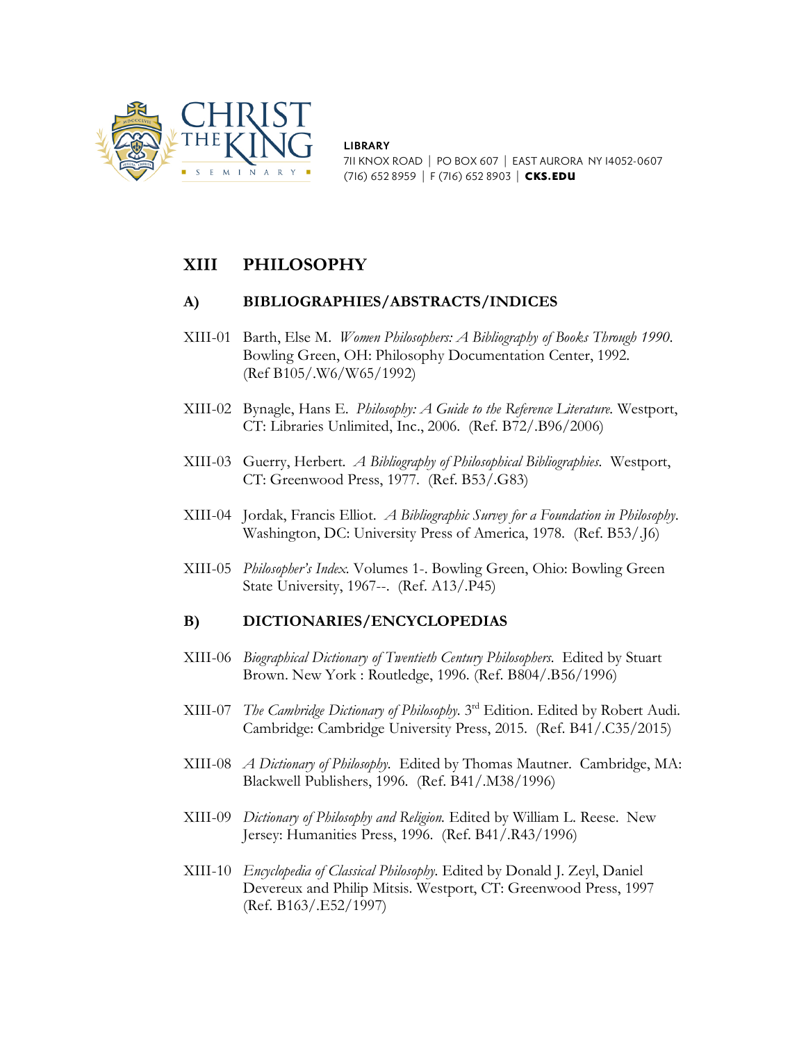CHRIST THE KING SEMINARY

**LIBRARY**
711 KNOX ROAD | PO BOX 607 | EAST AURORA NY 14052-0607
(716) 652 8959 | F (716) 652 8903 | **CKS.EDU**

# XIII PHILOSOPHY

## A) BIBLIOGRAPHIES/ABSTRACTS/INDICES

XIII-01 Barth, Else M. *Women Philosophers: A Bibliography of Books Through 1990.* Bowling Green, OH: Philosophy Documentation Center, 1992. (Ref B105/.W6/W65/1992)

XIII-02 Bynagle, Hans E. *Philosophy: A Guide to the Reference Literature.* Westport, CT: Libraries Unlimited, Inc., 2006. (Ref. B72/.B96/2006)

XIII-03 Guerry, Herbert. *A Bibliography of Philosophical Bibliographies.* Westport, CT: Greenwood Press, 1977. (Ref. B53/.G83)

XIII-04 Jordak, Francis Elliot. *A Bibliographic Survey for a Foundation in Philosophy.* Washington, DC: University Press of America, 1978. (Ref. B53/.J6)

XIII-05 *Philosopher's Index.* Volumes 1-. Bowling Green, Ohio: Bowling Green State University, 1967--. (Ref. A13/.P45)

## B) DICTIONARIES/ENCYCLOPEDIAS

XIII-06 *Biographical Dictionary of Twentieth Century Philosophers.* Edited by Stuart Brown. New York : Routledge, 1996. (Ref. B804/.B56/1996)

XIII-07 *The Cambridge Dictionary of Philosophy.* 3rd Edition. Edited by Robert Audi. Cambridge: Cambridge University Press, 2015. (Ref. B41/.C35/2015)

XIII-08 *A Dictionary of Philosophy.* Edited by Thomas Mautner. Cambridge, MA: Blackwell Publishers, 1996. (Ref. B41/.M38/1996)

XIII-09 *Dictionary of Philosophy and Religion.* Edited by William L. Reese. New Jersey: Humanities Press, 1996. (Ref. B41/.R43/1996)

XIII-10 *Encyclopedia of Classical Philosophy.* Edited by Donald J. Zeyl, Daniel Devereux and Philip Mitsis. Westport, CT: Greenwood Press, 1997 (Ref. B163/.E52/1997)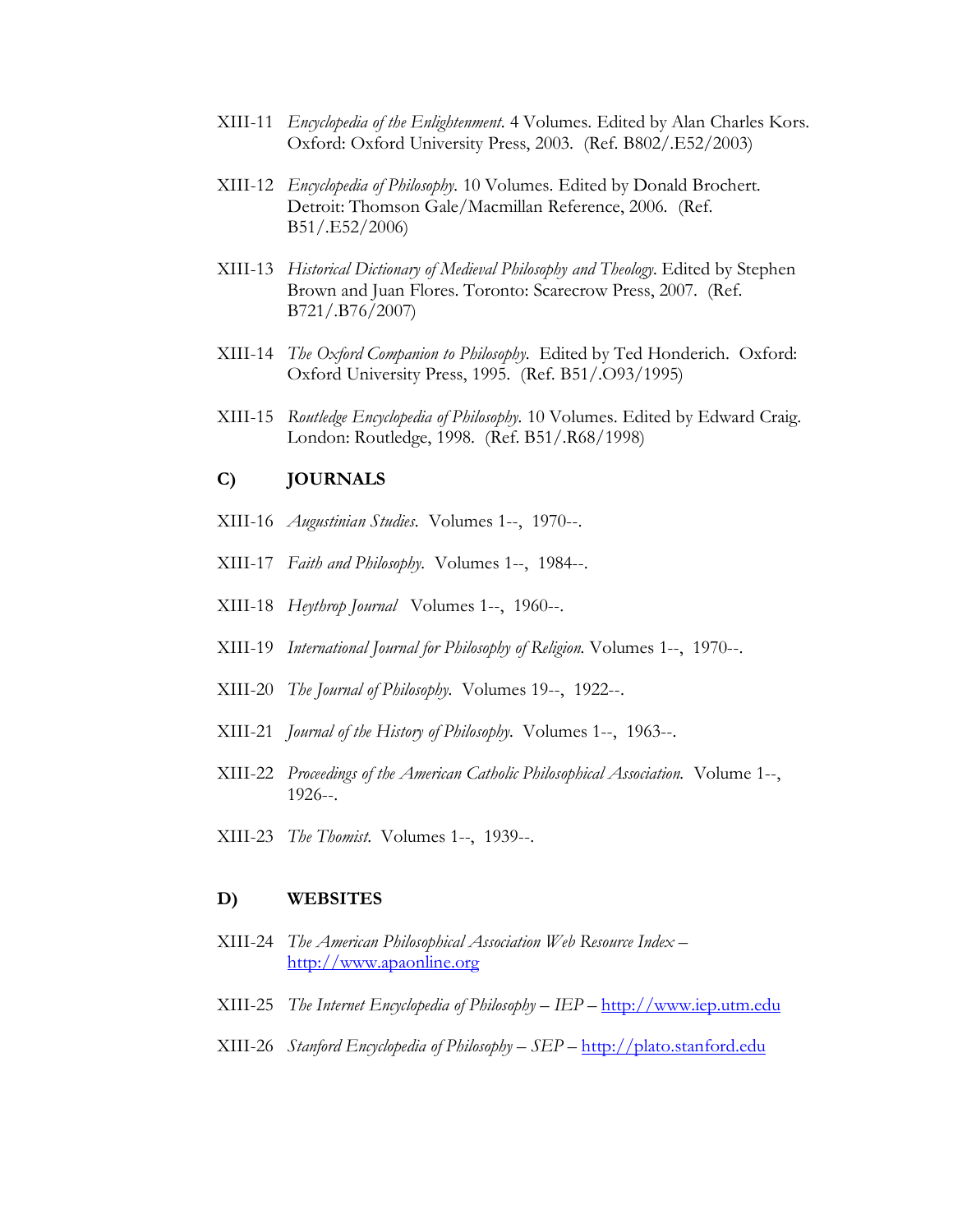XIII-11 *Encyclopedia of the Enlightenment*. 4 Volumes. Edited by Alan Charles Kors. Oxford: Oxford University Press, 2003. (Ref. B802/.E52/2003)

XIII-12 *Encyclopedia of Philosophy*. 10 Volumes. Edited by Donald Brochert. Detroit: Thomson Gale/Macmillan Reference, 2006. (Ref. B51/.E52/2006)

XIII-13 *Historical Dictionary of Medieval Philosophy and Theology*. Edited by Stephen Brown and Juan Flores. Toronto: Scarecrow Press, 2007. (Ref. B721/.B76/2007)

XIII-14 *The Oxford Companion to Philosophy*. Edited by Ted Honderich. Oxford: Oxford University Press, 1995. (Ref. B51/.O93/1995)

XIII-15 *Routledge Encyclopedia of Philosophy*. 10 Volumes. Edited by Edward Craig. London: Routledge, 1998. (Ref. B51/.R68/1998)

## C) JOURNALS

XIII-16 *Augustinian Studies*. Volumes 1--, 1970--.

XIII-17 *Faith and Philosophy*. Volumes 1--, 1984--.

XIII-18 *Heythrop Journal* Volumes 1--, 1960--.

XIII-19 *International Journal for Philosophy of Religion*. Volumes 1--, 1970--.

XIII-20 *The Journal of Philosophy*. Volumes 19--, 1922--.

XIII-21 *Journal of the History of Philosophy*. Volumes 1--, 1963--.

XIII-22 *Proceedings of the American Catholic Philosophical Association*. Volume 1--, 1926--.

XIII-23 *The Thomist*. Volumes 1--, 1939--.

## D) WEBSITES

XIII-24 *The American Philosophical Association Web Resource Index* – http://www.apaonline.org

XIII-25 *The Internet Encyclopedia of Philosophy – IEP* – http://www.iep.utm.edu

XIII-26 *Stanford Encyclopedia of Philosophy – SEP* – http://plato.stanford.edu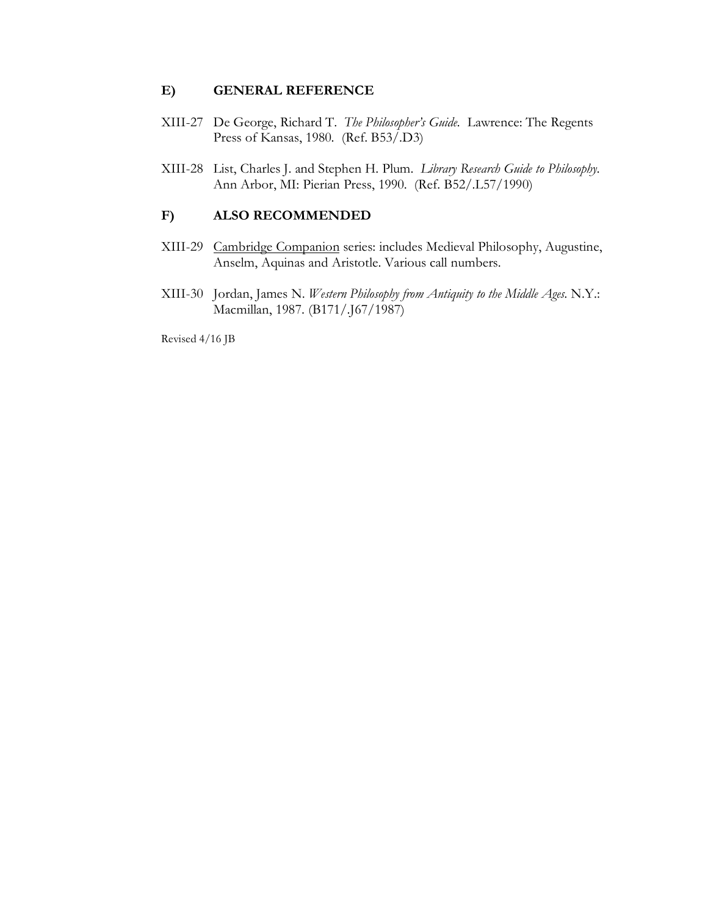## E) GENERAL REFERENCE

XIII-27 De George, Richard T. *The Philosopher's Guide.* Lawrence: The Regents Press of Kansas, 1980. (Ref. B53/.D3)

XIII-28 List, Charles J. and Stephen H. Plum. *Library Research Guide to Philosophy.* Ann Arbor, MI: Pierian Press, 1990. (Ref. B52/.L57/1990)

## F) ALSO RECOMMENDED

XIII-29 <u>Cambridge Companion</u> series: includes Medieval Philosophy, Augustine, Anselm, Aquinas and Aristotle. Various call numbers.

XIII-30 Jordan, James N. *Western Philosophy from Antiquity to the Middle Ages.* N.Y.: Macmillan, 1987. (B171/.J67/1987)

Revised 4/16 JB